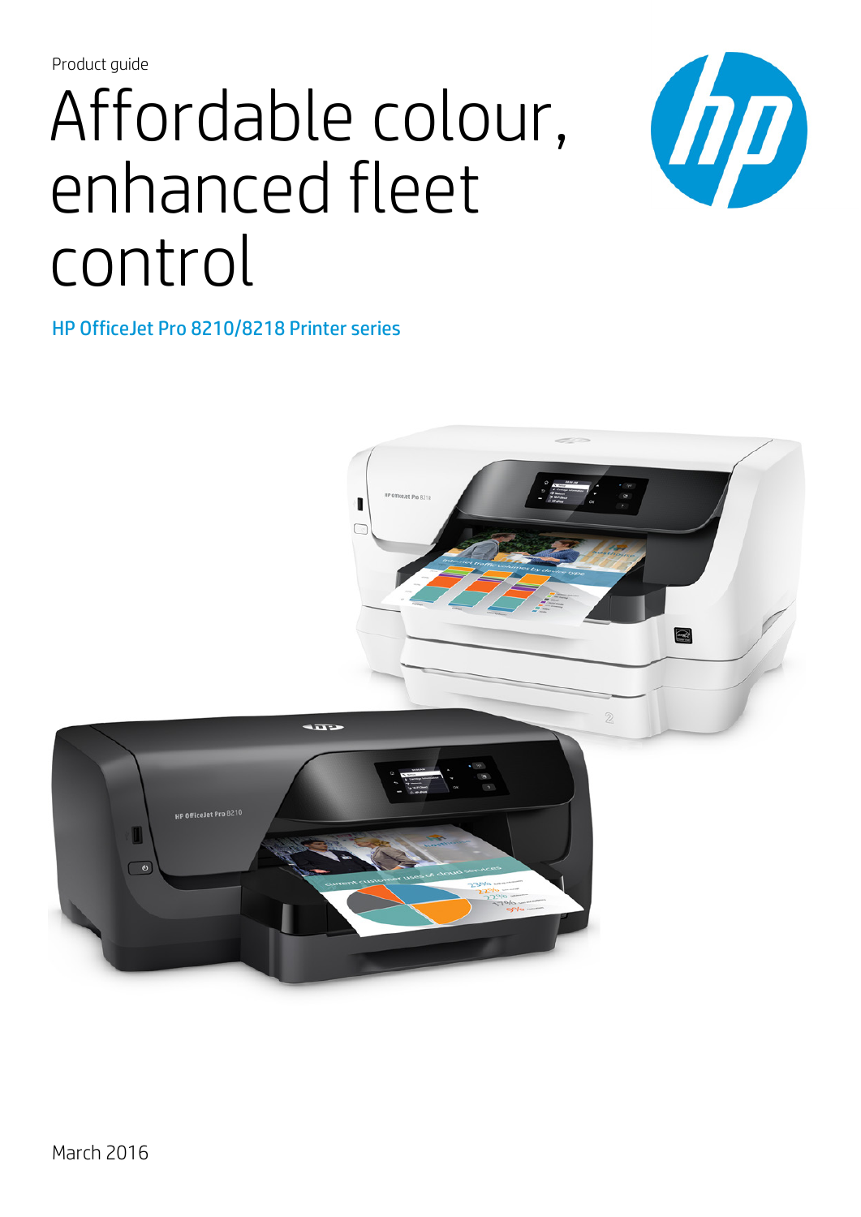Product guide

# Affordable colour, enhanced fleet control

## HP OfficeJet Pro 8210/8218 Printer series

March 2016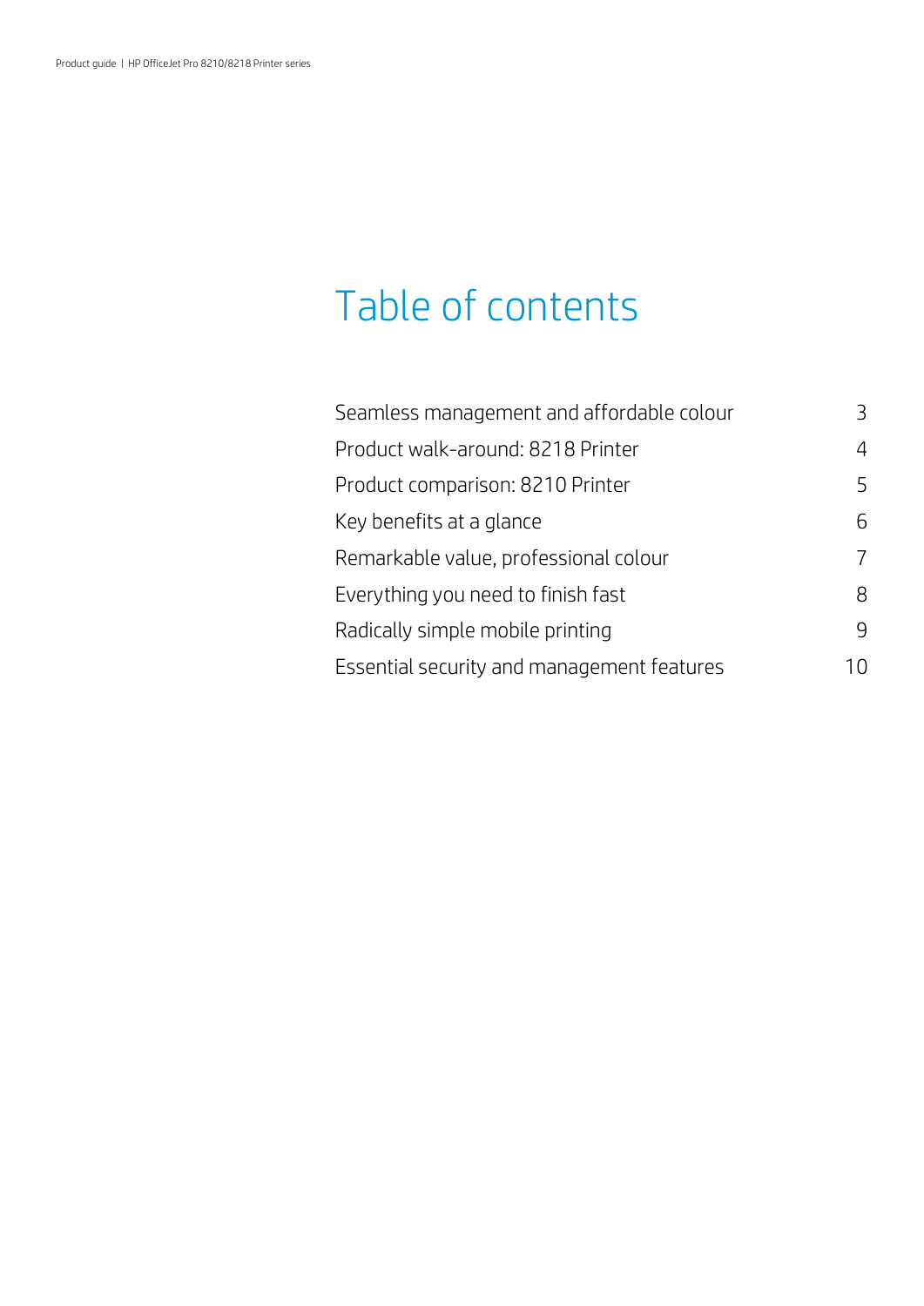# Table of contents

| | |
|---|---|
| Seamless management and affordable colour | 3 |
| Product walk-around: 8218 Printer | 4 |
| Product comparison: 8210 Printer | 5 |
| Key benefits at a glance | 6 |
| Remarkable value, professional colour | 7 |
| Everything you need to finish fast | 8 |
| Radically simple mobile printing | 9 |
| Essential security and management features | 10 |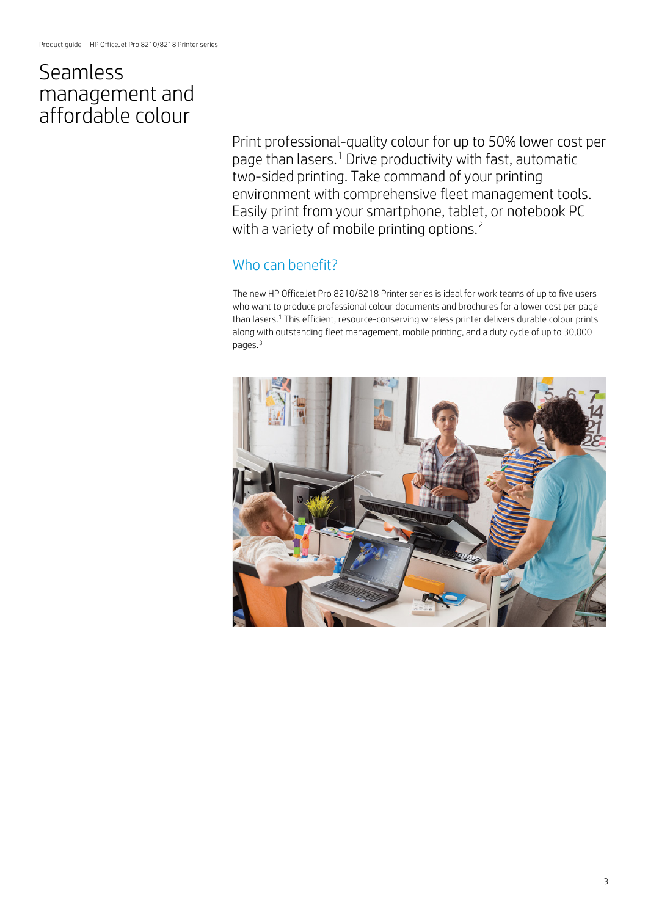# Seamless management and affordable colour

Print professional-quality colour for up to 50% lower cost per page than lasers.[1] Drive productivity with fast, automatic two-sided printing. Take command of your printing environment with comprehensive fleet management tools. Easily print from your smartphone, tablet, or notebook PC with a variety of mobile printing options.[2]

## Who can benefit?

The new HP OfficeJet Pro 8210/8218 Printer series is ideal for work teams of up to five users who want to produce professional colour documents and brochures for a lower cost per page than lasers.[1] This efficient, resource-conserving wireless printer delivers durable colour prints along with outstanding fleet management, mobile printing, and a duty cycle of up to 30,000 pages.[3]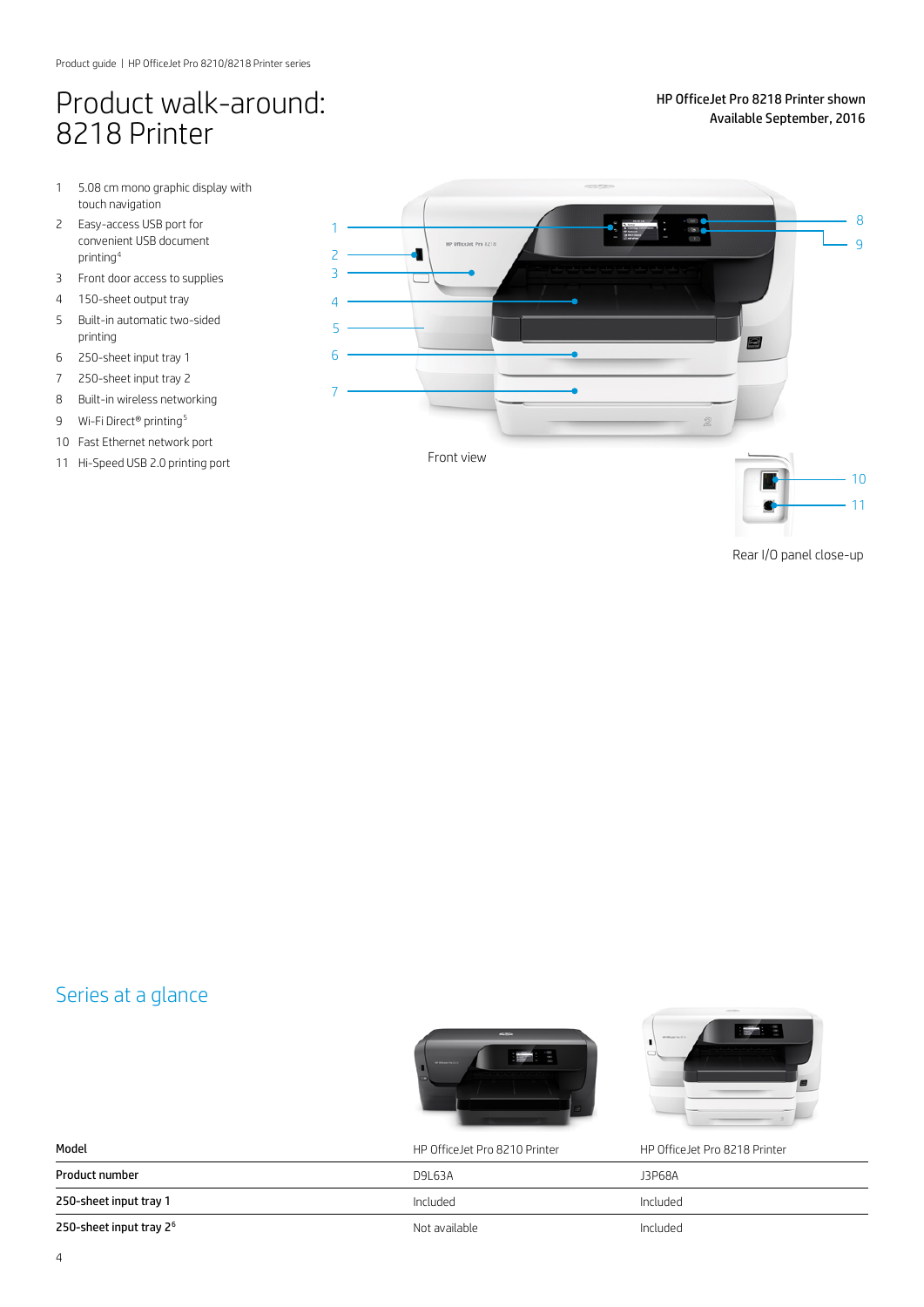# Product walk-around: 8218 Printer

HP OfficeJet Pro 8218 Printer shown
Available September, 2016

1. 5.08 cm mono graphic display with touch navigation
2. Easy-access USB port for convenient USB document printing[4]
3. Front door access to supplies
4. 150-sheet output tray
5. Built-in automatic two-sided printing
6. 250-sheet input tray 1
7. 250-sheet input tray 2
8. Built-in wireless networking
9. Wi-Fi Direct® printing[5]
10. Fast Ethernet network port
11. Hi-Speed USB 2.0 printing port

Front view

Rear I/O panel close-up

## Series at a glance

| Model | HP OfficeJet Pro 8210 Printer | HP OfficeJet Pro 8218 Printer |
|---|---|---|
| Product number | D9L63A | J3P68A |
| 250-sheet input tray 1 | Included | Included |
| 250-sheet input tray 2[6] | Not available | Included |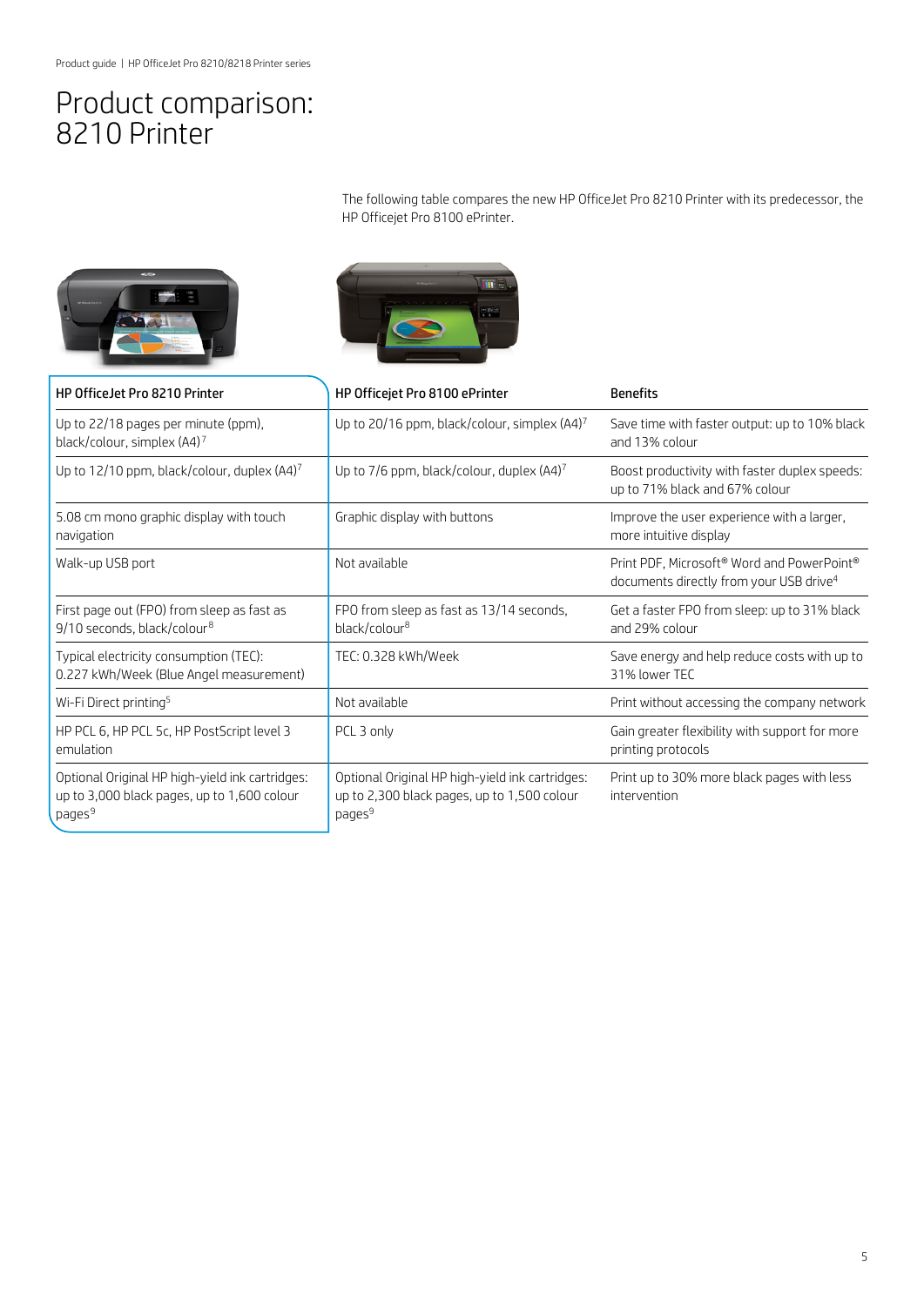# Product comparison: 8210 Printer

The following table compares the new HP OfficeJet Pro 8210 Printer with its predecessor, the HP Officejet Pro 8100 ePrinter.

| HP OfficeJet Pro 8210 Printer | HP Officejet Pro 8100 ePrinter | Benefits |
| --- | --- | --- |
| Up to 22/18 pages per minute (ppm), black/colour, simplex (A4)[7] | Up to 20/16 ppm, black/colour, simplex (A4)[7] | Save time with faster output: up to 10% black and 13% colour |
| Up to 12/10 ppm, black/colour, duplex (A4)[7] | Up to 7/6 ppm, black/colour, duplex (A4)[7] | Boost productivity with faster duplex speeds: up to 71% black and 67% colour |
| 5.08 cm mono graphic display with touch navigation | Graphic display with buttons | Improve the user experience with a larger, more intuitive display |
| Walk-up USB port | Not available | Print PDF, Microsoft® Word and PowerPoint® documents directly from your USB drive[4] |
| First page out (FPO) from sleep as fast as 9/10 seconds, black/colour[8] | FPO from sleep as fast as 13/14 seconds, black/colour[8] | Get a faster FPO from sleep: up to 31% black and 29% colour |
| Typical electricity consumption (TEC): 0.227 kWh/Week (Blue Angel measurement) | TEC: 0.328 kWh/Week | Save energy and help reduce costs with up to 31% lower TEC |
| Wi-Fi Direct printing[5] | Not available | Print without accessing the company network |
| HP PCL 6, HP PCL 5c, HP PostScript level 3 emulation | PCL 3 only | Gain greater flexibility with support for more printing protocols |
| Optional Original HP high-yield ink cartridges: up to 3,000 black pages, up to 1,600 colour pages[9] | Optional Original HP high-yield ink cartridges: up to 2,300 black pages, up to 1,500 colour pages[9] | Print up to 30% more black pages with less intervention |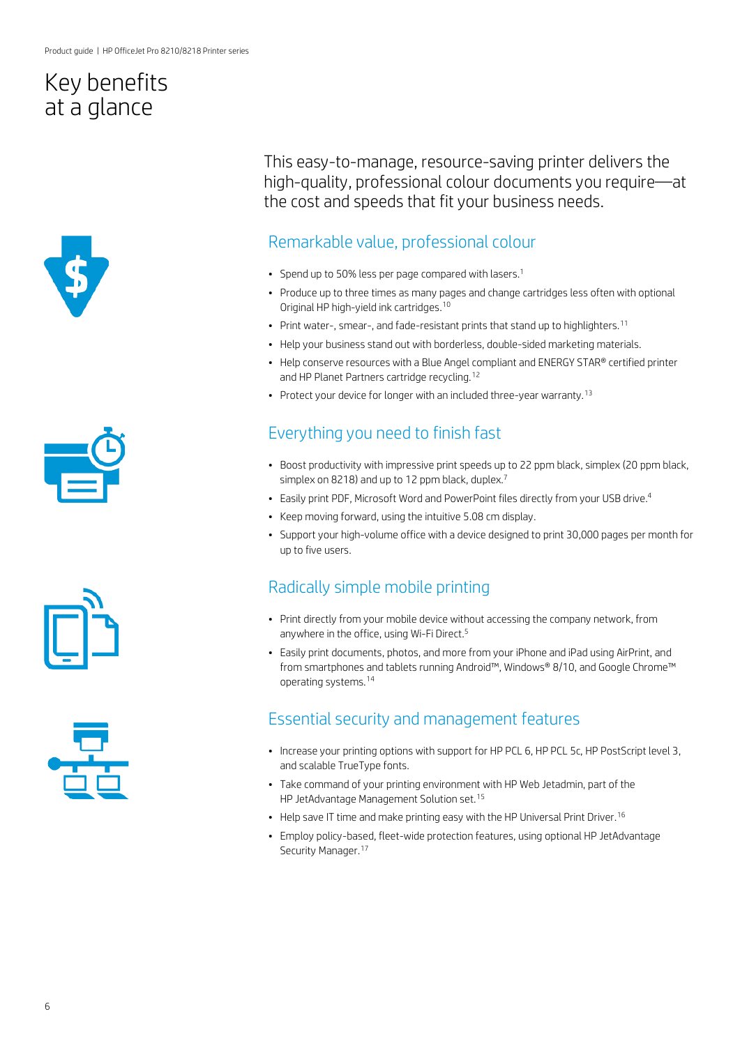# Key benefits at a glance

This easy-to-manage, resource-saving printer delivers the high-quality, professional colour documents you require—at the cost and speeds that fit your business needs.

## Remarkable value, professional colour

- Spend up to 50% less per page compared with lasers.[1]
- Produce up to three times as many pages and change cartridges less often with optional Original HP high-yield ink cartridges.[10]
- Print water-, smear-, and fade-resistant prints that stand up to highlighters.[11]
- Help your business stand out with borderless, double-sided marketing materials.
- Help conserve resources with a Blue Angel compliant and ENERGY STAR® certified printer and HP Planet Partners cartridge recycling.[12]
- Protect your device for longer with an included three-year warranty.[13]

## Everything you need to finish fast

- Boost productivity with impressive print speeds up to 22 ppm black, simplex (20 ppm black, simplex on 8218) and up to 12 ppm black, duplex.[7]
- Easily print PDF, Microsoft Word and PowerPoint files directly from your USB drive.[4]
- Keep moving forward, using the intuitive 5.08 cm display.
- Support your high-volume office with a device designed to print 30,000 pages per month for up to five users.

## Radically simple mobile printing

- Print directly from your mobile device without accessing the company network, from anywhere in the office, using Wi-Fi Direct.[5]
- Easily print documents, photos, and more from your iPhone and iPad using AirPrint, and from smartphones and tablets running Android™, Windows® 8/10, and Google Chrome™ operating systems.[14]

## Essential security and management features

- Increase your printing options with support for HP PCL 6, HP PCL 5c, HP PostScript level 3, and scalable TrueType fonts.
- Take command of your printing environment with HP Web Jetadmin, part of the HP JetAdvantage Management Solution set.[15]
- Help save IT time and make printing easy with the HP Universal Print Driver.[16]
- Employ policy-based, fleet-wide protection features, using optional HP JetAdvantage Security Manager.[17]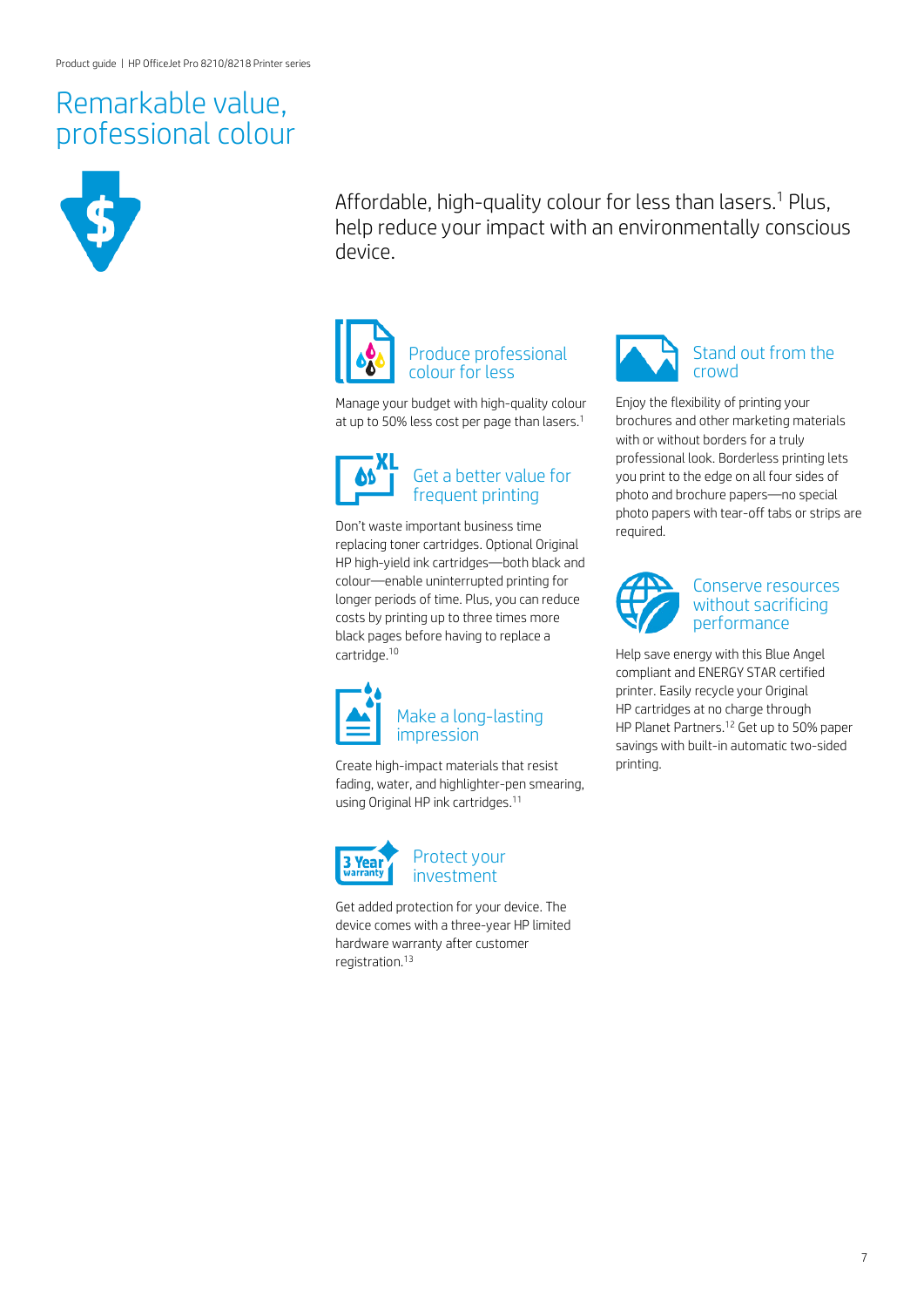# Remarkable value, professional colour

Affordable, high-quality colour for less than lasers.[1] Plus, help reduce your impact with an environmentally conscious device.

### Produce professional colour for less

Manage your budget with high-quality colour at up to 50% less cost per page than lasers.[1]

### Get a better value for frequent printing

Don't waste important business time replacing toner cartridges. Optional Original HP high-yield ink cartridges—both black and colour—enable uninterrupted printing for longer periods of time. Plus, you can reduce costs by printing up to three times more black pages before having to replace a cartridge.[10]

### Make a long-lasting impression

Create high-impact materials that resist fading, water, and highlighter-pen smearing, using Original HP ink cartridges.[11]

### Protect your investment

Get added protection for your device. The device comes with a three-year HP limited hardware warranty after customer registration.[13]

### Stand out from the crowd

Enjoy the flexibility of printing your brochures and other marketing materials with or without borders for a truly professional look. Borderless printing lets you print to the edge on all four sides of photo and brochure papers—no special photo papers with tear-off tabs or strips are required.

### Conserve resources without sacrificing performance

Help save energy with this Blue Angel compliant and ENERGY STAR certified printer. Easily recycle your Original HP cartridges at no charge through HP Planet Partners.[12] Get up to 50% paper savings with built-in automatic two-sided printing.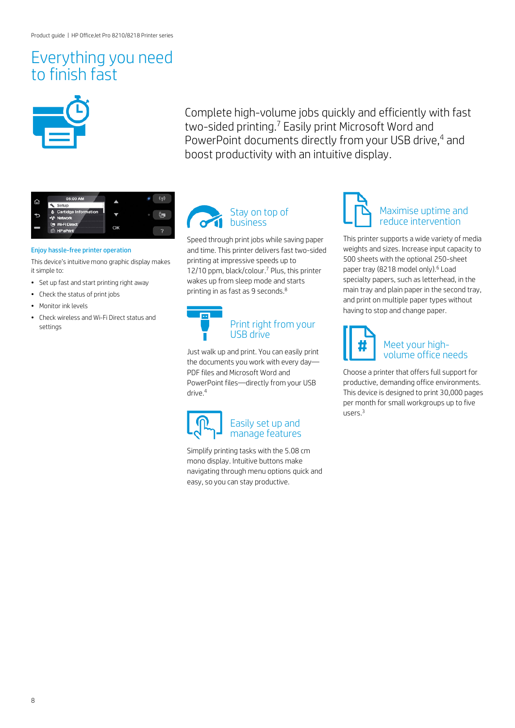# Everything you need to finish fast

Complete high-volume jobs quickly and efficiently with fast two-sided printing.[7] Easily print Microsoft Word and PowerPoint documents directly from your USB drive,[4] and boost productivity with an intuitive display.

### Enjoy hassle-free printer operation

This device's intuitive mono graphic display makes it simple to:

- Set up fast and start printing right away
- Check the status of print jobs
- Monitor ink levels
- Check wireless and Wi-Fi Direct status and settings

## Stay on top of business

Speed through print jobs while saving paper and time. This printer delivers fast two-sided printing at impressive speeds up to 12/10 ppm, black/colour.[7] Plus, this printer wakes up from sleep mode and starts printing in as fast as 9 seconds.[8]

## Print right from your USB drive

Just walk up and print. You can easily print the documents you work with every day—PDF files and Microsoft Word and PowerPoint files—directly from your USB drive.[4]

## Easily set up and manage features

Simplify printing tasks with the 5.08 cm mono display. Intuitive buttons make navigating through menu options quick and easy, so you can stay productive.

## Maximise uptime and reduce intervention

This printer supports a wide variety of media weights and sizes. Increase input capacity to 500 sheets with the optional 250-sheet paper tray (8218 model only).[6] Load specialty papers, such as letterhead, in the main tray and plain paper in the second tray, and print on multiple paper types without having to stop and change paper.

## Meet your high-volume office needs

Choose a printer that offers full support for productive, demanding office environments. This device is designed to print 30,000 pages per month for small workgroups up to five users.[3]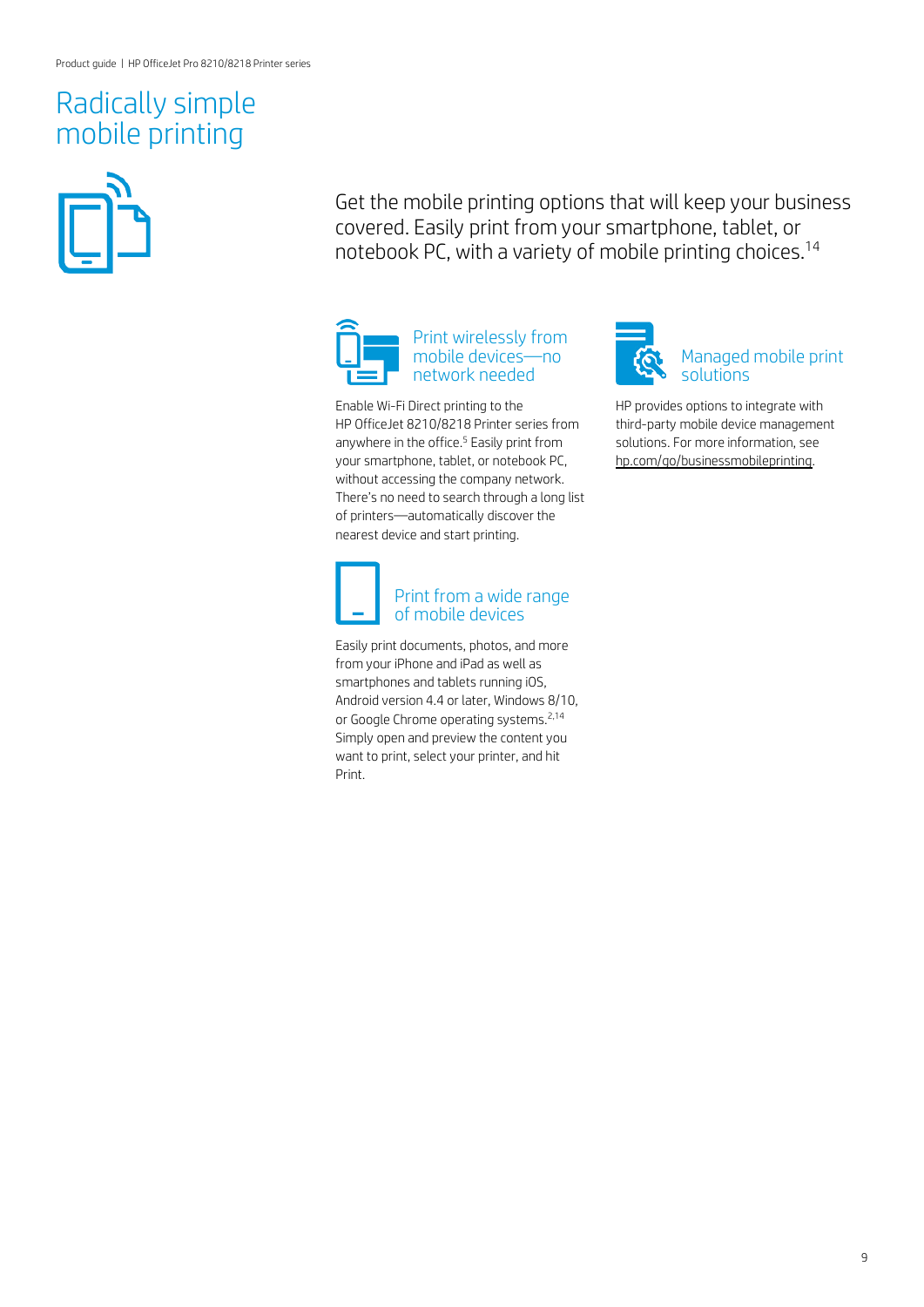# Radically simple mobile printing

Get the mobile printing options that will keep your business covered. Easily print from your smartphone, tablet, or notebook PC, with a variety of mobile printing choices.[14]

## Print wirelessly from mobile devices—no network needed

Enable Wi-Fi Direct printing to the HP OfficeJet 8210/8218 Printer series from anywhere in the office.[5] Easily print from your smartphone, tablet, or notebook PC, without accessing the company network. There's no need to search through a long list of printers—automatically discover the nearest device and start printing.

## Print from a wide range of mobile devices

Easily print documents, photos, and more from your iPhone and iPad as well as smartphones and tablets running iOS, Android version 4.4 or later, Windows 8/10, or Google Chrome operating systems.[2,14] Simply open and preview the content you want to print, select your printer, and hit Print.

## Managed mobile print solutions

HP provides options to integrate with third-party mobile device management solutions. For more information, see hp.com/go/businessmobileprinting.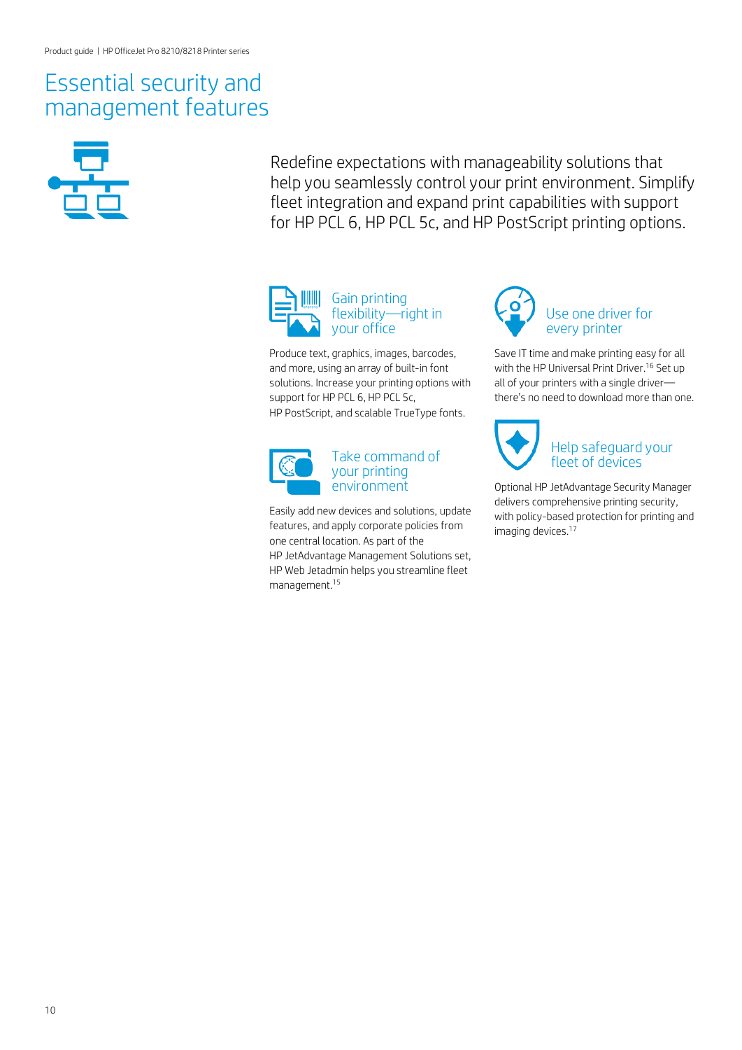# Essential security and management features

Redefine expectations with manageability solutions that help you seamlessly control your print environment. Simplify fleet integration and expand print capabilities with support for HP PCL 6, HP PCL 5c, and HP PostScript printing options.

## Gain printing flexibility—right in your office

Produce text, graphics, images, barcodes, and more, using an array of built-in font solutions. Increase your printing options with support for HP PCL 6, HP PCL 5c, HP PostScript, and scalable TrueType fonts.

## Take command of your printing environment

Easily add new devices and solutions, update features, and apply corporate policies from one central location. As part of the HP JetAdvantage Management Solutions set, HP Web Jetadmin helps you streamline fleet management.[15]

## Use one driver for every printer

Save IT time and make printing easy for all with the HP Universal Print Driver.[16] Set up all of your printers with a single driver—there's no need to download more than one.

## Help safeguard your fleet of devices

Optional HP JetAdvantage Security Manager delivers comprehensive printing security, with policy-based protection for printing and imaging devices.[17]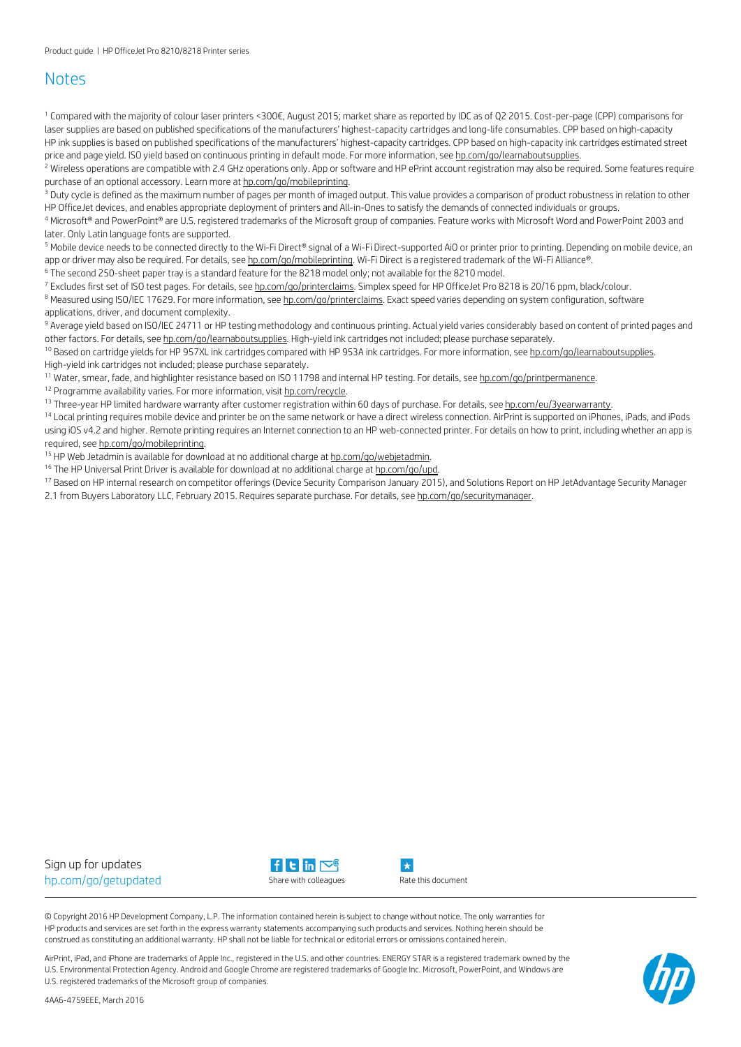# Notes

[1] Compared with the majority of colour laser printers <300€, August 2015; market share as reported by IDC as of Q2 2015. Cost-per-page (CPP) comparisons for laser supplies are based on published specifications of the manufacturers' highest-capacity cartridges and long-life consumables. CPP based on high-capacity HP ink supplies is based on published specifications of the manufacturers' highest-capacity cartridges. CPP based on high-capacity ink cartridges estimated street price and page yield. ISO yield based on continuous printing in default mode. For more information, see hp.com/go/learnaboutsupplies.

[2] Wireless operations are compatible with 2.4 GHz operations only. App or software and HP ePrint account registration may also be required. Some features require purchase of an optional accessory. Learn more at hp.com/go/mobileprinting.

[3] Duty cycle is defined as the maximum number of pages per month of imaged output. This value provides a comparison of product robustness in relation to other HP OfficeJet devices, and enables appropriate deployment of printers and All-in-Ones to satisfy the demands of connected individuals or groups.

[4] Microsoft® and PowerPoint® are U.S. registered trademarks of the Microsoft group of companies. Feature works with Microsoft Word and PowerPoint 2003 and later. Only Latin language fonts are supported.

[5] Mobile device needs to be connected directly to the Wi-Fi Direct® signal of a Wi-Fi Direct-supported AiO or printer prior to printing. Depending on mobile device, an app or driver may also be required. For details, see hp.com/go/mobileprinting. Wi-Fi Direct is a registered trademark of the Wi-Fi Alliance®.

[6] The second 250-sheet paper tray is a standard feature for the 8218 model only; not available for the 8210 model.

[7] Excludes first set of ISO test pages. For details, see hp.com/go/printerclaims. Simplex speed for HP OfficeJet Pro 8218 is 20/16 ppm, black/colour.

[8] Measured using ISO/IEC 17629. For more information, see hp.com/go/printerclaims. Exact speed varies depending on system configuration, software applications, driver, and document complexity.

[9] Average yield based on ISO/IEC 24711 or HP testing methodology and continuous printing. Actual yield varies considerably based on content of printed pages and other factors. For details, see hp.com/go/learnaboutsupplies. High-yield ink cartridges not included; please purchase separately.

[10] Based on cartridge yields for HP 957XL ink cartridges compared with HP 953A ink cartridges. For more information, see hp.com/go/learnaboutsupplies. High-yield ink cartridges not included; please purchase separately.

[11] Water, smear, fade, and highlighter resistance based on ISO 11798 and internal HP testing. For details, see hp.com/go/printpermanence.

[12] Programme availability varies. For more information, visit hp.com/recycle.

[13] Three-year HP limited hardware warranty after customer registration within 60 days of purchase. For details, see hp.com/eu/3yearwarranty.

[14] Local printing requires mobile device and printer be on the same network or have a direct wireless connection. AirPrint is supported on iPhones, iPads, and iPods using iOS v4.2 and higher. Remote printing requires an Internet connection to an HP web-connected printer. For details on how to print, including whether an app is required, see hp.com/go/mobileprinting.

[15] HP Web Jetadmin is available for download at no additional charge at hp.com/go/webjetadmin.

[16] The HP Universal Print Driver is available for download at no additional charge at hp.com/go/upd.

[17] Based on HP internal research on competitor offerings (Device Security Comparison January 2015), and Solutions Report on HP JetAdvantage Security Manager 2.1 from Buyers Laboratory LLC, February 2015. Requires separate purchase. For details, see hp.com/go/securitymanager.

Sign up for updates
hp.com/go/getupdated

Share with colleagues

Rate this document

© Copyright 2016 HP Development Company, L.P. The information contained herein is subject to change without notice. The only warranties for HP products and services are set forth in the express warranty statements accompanying such products and services. Nothing herein should be construed as constituting an additional warranty. HP shall not be liable for technical or editorial errors or omissions contained herein.

AirPrint, iPad, and iPhone are trademarks of Apple Inc., registered in the U.S. and other countries. ENERGY STAR is a registered trademark owned by the U.S. Environmental Protection Agency. Android and Google Chrome are registered trademarks of Google Inc. Microsoft, PowerPoint, and Windows are U.S. registered trademarks of the Microsoft group of companies.

4AA6-4759EEE, March 2016